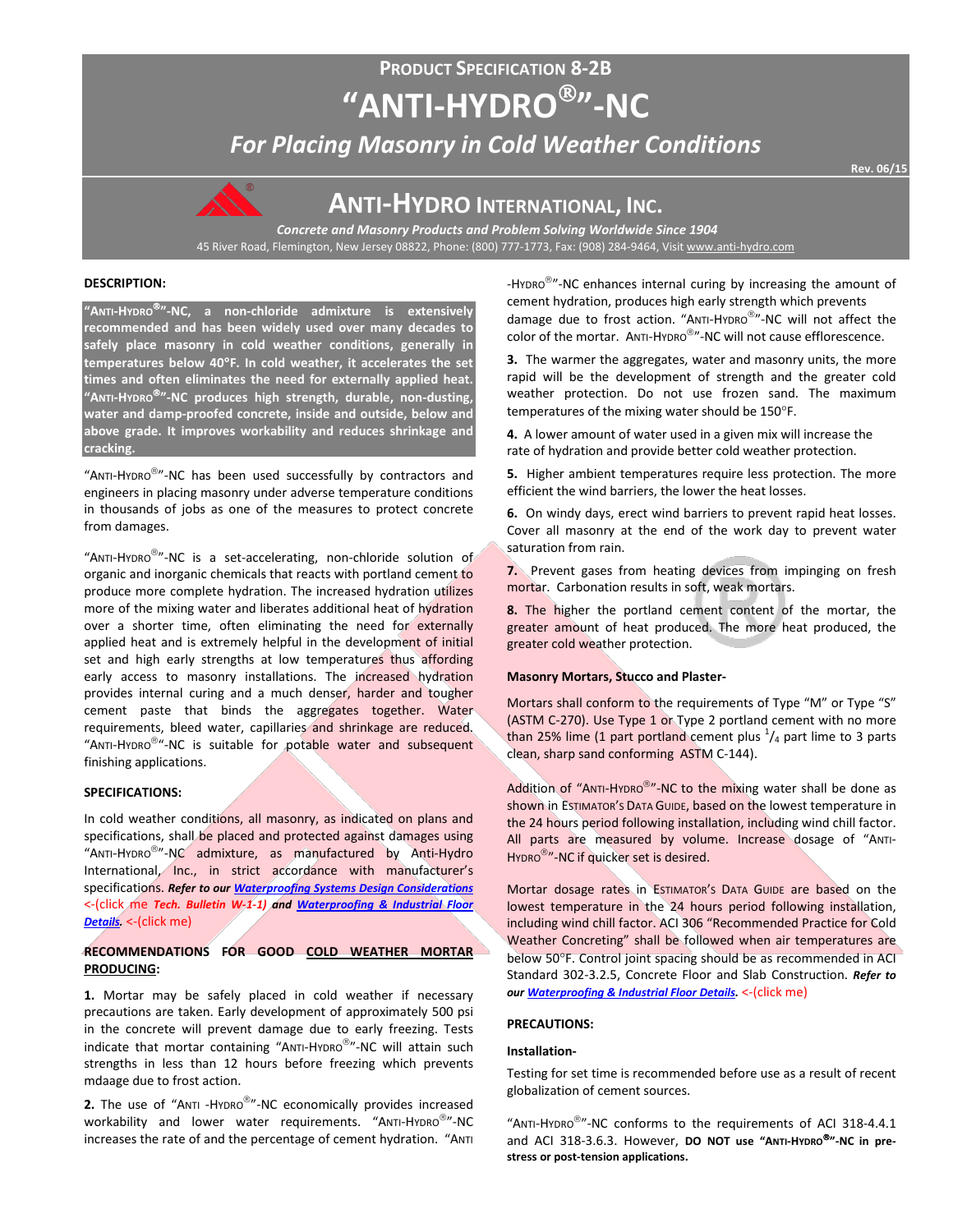# PRODUCT SPECIFICATION 8-2B

# "ANTI-HYDRO®"-NC

## *For Placing Masonry in Cold Weather Conditions*

Rev. 06/15

## ANTI-HYDRO INTERNATIONAL, INC.

*Concrete and Masonry Products and Problem Solving Worldwide Since 1904*

45 River Road, Flemington, New Jersey 08822, Phone: (800) 777-1773, Fax: (908) 284-9464, Visit www.anti-hydro.com

### DESCRIPTION:

**"ANTI-HYDRO®"-NC, a non-chloride admixture is extensively recommended and has been widely used over many decades to safely place masonry in cold weather conditions, generally in temperatures below 40°F. In cold weather, it accelerates the set times and often eliminates the need for externally applied heat. "ANTI-HYDRO®"-NC produces high strength, durable, non-dusting, water and damp-proofed concrete, inside and outside, below and above grade. It improves workability and reduces shrinkage and cracking.**

"ANTI-HYDRO®"-NC has been used successfully by contractors and engineers in placing masonry under adverse temperature conditions in thousands of jobs as one of the measures to protect concrete from damages.

"ANTI-HYDRO®"-NC is a set-accelerating, non-chloride solution of organic and inorganic chemicals that reacts with portland cement to produce more complete hydration. The increased hydration utilizes more of the mixing water and liberates additional heat of hydration over a shorter time, often eliminating the need for externally applied heat and is extremely helpful in the development of initial set and high early strengths at low temperatures thus affording early access to masonry installations. The increased hydration provides internal curing and a much denser, harder and tougher cement paste that binds the aggregates together. Water requirements, bleed water, capillaries and shrinkage are reduced. "ANTI-HYDRO®"-NC is suitable for potable water and subsequent finishing applications.

### SPECIFICATIONS:

In cold weather conditions, all masonry, as indicated on plans and specifications, shall be placed and protected against damages using "ANTI-HYDRO®"-NC admixture, as manufactured by Anti-Hydro International, Inc., in strict accordance with manufacturer's specifications. ***Refer to our Waterproofing Systems Design Considerations** <-(click me **Tech. Bulletin W-1-1**) **and Waterproofing & Industrial Floor Details**.* <-(click me)

### RECOMMENDATIONS FOR GOOD COLD WEATHER MORTAR PRODUCING:

**1.** Mortar may be safely placed in cold weather if necessary precautions are taken. Early development of approximately 500 psi in the concrete will prevent damage due to early freezing. Tests indicate that mortar containing "ANTI-HYDRO®"-NC will attain such strengths in less than 12 hours before freezing which prevents mdaage due to frost action.

**2.** The use of "ANTI -HYDRO®"-NC economically provides increased workability and lower water requirements. "ANTI-HYDRO®"-NC increases the rate of and the percentage of cement hydration. "ANTI-HYDRO®"-NC enhances internal curing by increasing the amount of cement hydration, produces high early strength which prevents damage due to frost action. "ANTI-HYDRO®"-NC will not affect the color of the mortar. ANTI-HYDRO®"-NC will not cause efflorescence.

**3.** The warmer the aggregates, water and masonry units, the more rapid will be the development of strength and the greater cold weather protection. Do not use frozen sand. The maximum temperatures of the mixing water should be 150°F.

**4.** A lower amount of water used in a given mix will increase the rate of hydration and provide better cold weather protection.

**5.** Higher ambient temperatures require less protection. The more efficient the wind barriers, the lower the heat losses.

**6.** On windy days, erect wind barriers to prevent rapid heat losses. Cover all masonry at the end of the work day to prevent water saturation from rain.

**7.** Prevent gases from heating devices from impinging on fresh mortar. Carbonation results in soft, weak mortars.

**8.** The higher the portland cement content of the mortar, the greater amount of heat produced. The more heat produced, the greater cold weather protection.

#### Masonry Mortars, Stucco and Plaster-

Mortars shall conform to the requirements of Type "M" or Type "S" (ASTM C-270). Use Type 1 or Type 2 portland cement with no more than 25% lime (1 part portland cement plus $^1/_4$ part lime to 3 parts clean, sharp sand conforming ASTM C-144).

Addition of "ANTI-HYDRO®"-NC to the mixing water shall be done as shown in ESTIMATOR'S DATA GUIDE, based on the lowest temperature in the 24 hours period following installation, including wind chill factor. All parts are measured by volume. Increase dosage of "ANTI-HYDRO®"-NC if quicker set is desired.

Mortar dosage rates in ESTIMATOR'S DATA GUIDE are based on the lowest temperature in the 24 hours period following installation, including wind chill factor. ACI 306 "Recommended Practice for Cold Weather Concreting" shall be followed when air temperatures are below 50°F. Control joint spacing should be as recommended in ACI Standard 302-3.2.5, Concrete Floor and Slab Construction. ***Refer to our Waterproofing & Industrial Floor Details**.* <-(click me)

### PRECAUTIONS:

#### Installation-

Testing for set time is recommended before use as a result of recent globalization of cement sources.

"ANTI-HYDRO®"-NC conforms to the requirements of ACI 318-4.4.1 and ACI 318-3.6.3. However, **DO NOT use "ANTI-HYDRO®"-NC in pre-stress or post-tension applications.**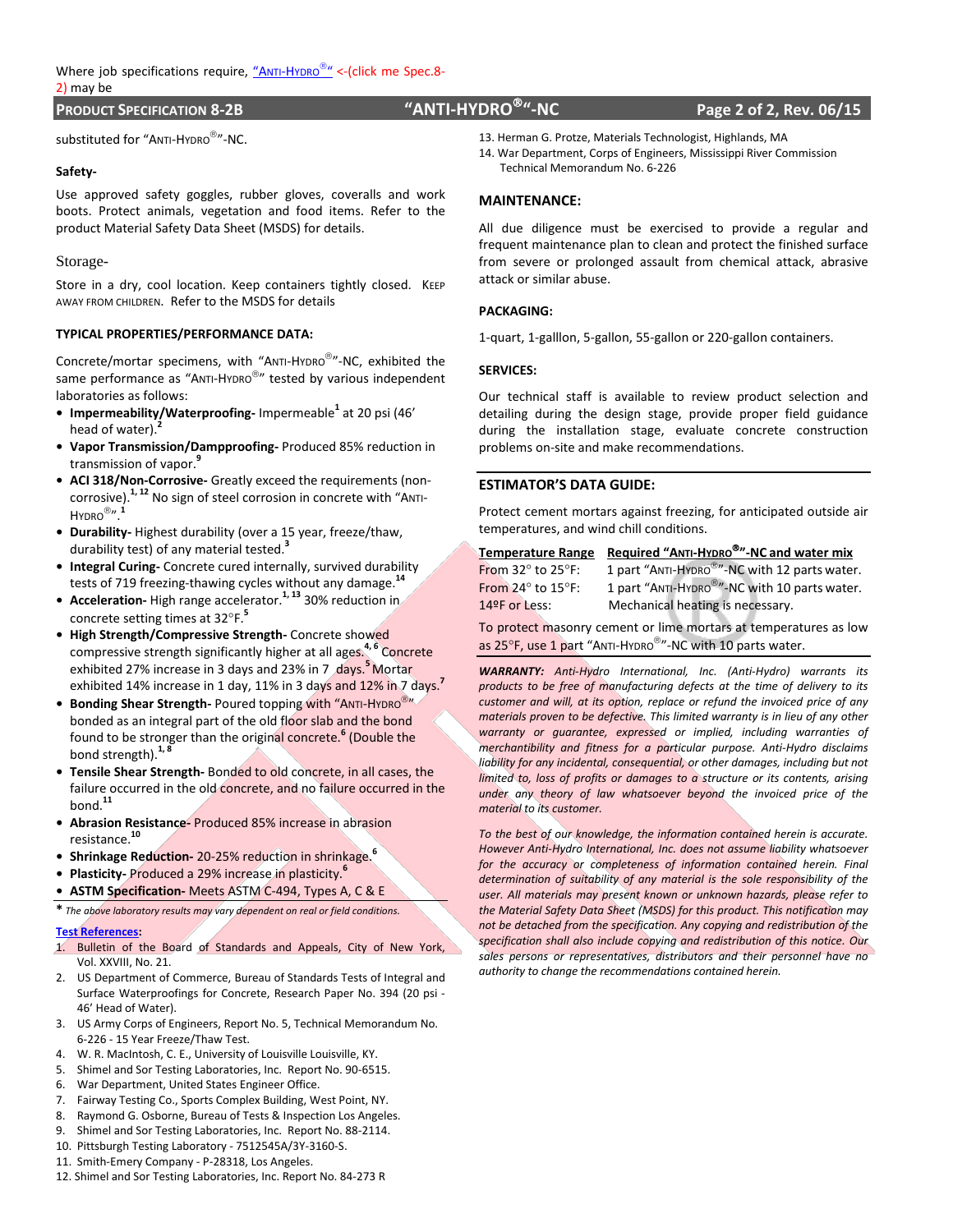Where job specifications require, "ANTI-HYDRO®" <-(click me Spec.8-2) may be substituted for "ANTI-HYDRO®"-NC.

**Safety-**

Use approved safety goggles, rubber gloves, coveralls and work boots. Protect animals, vegetation and food items. Refer to the product Material Safety Data Sheet (MSDS) for details.

Storage-

Store in a dry, cool location. Keep containers tightly closed. KEEP AWAY FROM CHILDREN. Refer to the MSDS for details

**TYPICAL PROPERTIES/PERFORMANCE DATA:**

Concrete/mortar specimens, with "ANTI-HYDRO®"-NC, exhibited the same performance as "ANTI-HYDRO®" tested by various independent laboratories as follows:

- **Impermeability/Waterproofing-** Impermeable[1] at 20 psi (46' head of water).[2]
- **Vapor Transmission/Dampproofing-** Produced 85% reduction in transmission of vapor.[9]
- **ACI 318/Non-Corrosive-** Greatly exceed the requirements (non-corrosive).[1, 12] No sign of steel corrosion in concrete with "ANTI-HYDRO®".[1]
- **Durability-** Highest durability (over a 15 year, freeze/thaw, durability test) of any material tested.[3]
- **Integral Curing-** Concrete cured internally, survived durability tests of 719 freezing-thawing cycles without any damage.[14]
- **Acceleration-** High range accelerator.[1, 13] 30% reduction in concrete setting times at 32°F.[5]
- **High Strength/Compressive Strength-** Concrete showed compressive strength significantly higher at all ages.[4, 6] Concrete exhibited 27% increase in 3 days and 23% in 7 days.[5] Mortar exhibited 14% increase in 1 day, 11% in 3 days and 12% in 7 days.[7]
- **Bonding Shear Strength-** Poured topping with "ANTI-HYDRO®" bonded as an integral part of the old floor slab and the bond found to be stronger than the original concrete.[6] (Double the bond strength).[1, 8]
- **Tensile Shear Strength-** Bonded to old concrete, in all cases, the failure occurred in the old concrete, and no failure occurred in the bond.[11]
- **Abrasion Resistance-** Produced 85% increase in abrasion resistance.[10]
- **Shrinkage Reduction-** 20-25% reduction in shrinkage.[6]
- **Plasticity-** Produced a 29% increase in plasticity.[6]
- **ASTM Specification-** Meets ASTM C-494, Types A, C & E

\* *The above laboratory results may vary dependent on real or field conditions.*

**Test References:**

1. Bulletin of the Board of Standards and Appeals, City of New York, Vol. XXVIII, No. 21.
2. US Department of Commerce, Bureau of Standards Tests of Integral and Surface Waterproofings for Concrete, Research Paper No. 394 (20 psi - 46' Head of Water).
3. US Army Corps of Engineers, Report No. 5, Technical Memorandum No. 6-226 - 15 Year Freeze/Thaw Test.
4. W. R. MacIntosh, C. E., University of Louisville Louisville, KY.
5. Shimel and Sor Testing Laboratories, Inc. Report No. 90-6515.
6. War Department, United States Engineer Office.
7. Fairway Testing Co., Sports Complex Building, West Point, NY.
8. Raymond G. Osborne, Bureau of Tests & Inspection Los Angeles.
9. Shimel and Sor Testing Laboratories, Inc. Report No. 88-2114.
10. Pittsburgh Testing Laboratory - 7512545A/3Y-3160-S.
11. Smith-Emery Company - P-28318, Los Angeles.
12. Shimel and Sor Testing Laboratories, Inc. Report No. 84-273 R
13. Herman G. Protze, Materials Technologist, Highlands, MA
14. War Department, Corps of Engineers, Mississippi River Commission Technical Memorandum No. 6-226

## MAINTENANCE:

All due diligence must be exercised to provide a regular and frequent maintenance plan to clean and protect the finished surface from severe or prolonged assault from chemical attack, abrasive attack or similar abuse.

**PACKAGING:**

1-quart, 1-galllon, 5-gallon, 55-gallon or 220-gallon containers.

**SERVICES:**

Our technical staff is available to review product selection and detailing during the design stage, provide proper field guidance during the installation stage, evaluate concrete construction problems on-site and make recommendations.

## ESTIMATOR'S DATA GUIDE:

Protect cement mortars against freezing, for anticipated outside air temperatures, and wind chill conditions.

| Temperature Range | Required "ANTI-HYDRO®"-NC and water mix |
|---|---|
| From 32° to 25°F: | 1 part "ANTI-HYDRO®"-NC with 12 parts water. |
| From 24° to 15°F: | 1 part "ANTI-HYDRO®"-NC with 10 parts water. |
| 14ºF or Less: | Mechanical heating is necessary. |

To protect masonry cement or lime mortars at temperatures as low as 25°F, use 1 part "ANTI-HYDRO®"-NC with 10 parts water.

***WARRANTY:*** *Anti-Hydro International, Inc. (Anti-Hydro) warrants its products to be free of manufacturing defects at the time of delivery to its customer and will, at its option, replace or refund the invoiced price of any materials proven to be defective. This limited warranty is in lieu of any other warranty or guarantee, expressed or implied, including warranties of merchantibility and fitness for a particular purpose. Anti-Hydro disclaims liability for any incidental, consequential, or other damages, including but not limited to, loss of profits or damages to a structure or its contents, arising under any theory of law whatsoever beyond the invoiced price of the material to its customer.*

*To the best of our knowledge, the information contained herein is accurate. However Anti-Hydro International, Inc. does not assume liability whatsoever for the accuracy or completeness of information contained herein. Final determination of suitability of any material is the sole responsibility of the user. All materials may present known or unknown hazards, please refer to the Material Safety Data Sheet (MSDS) for this product. This notification may not be detached from the specification. Any copying and redistribution of the specification shall also include copying and redistribution of this notice. Our sales persons or representatives, distributors and their personnel have no authority to change the recommendations contained herein.*